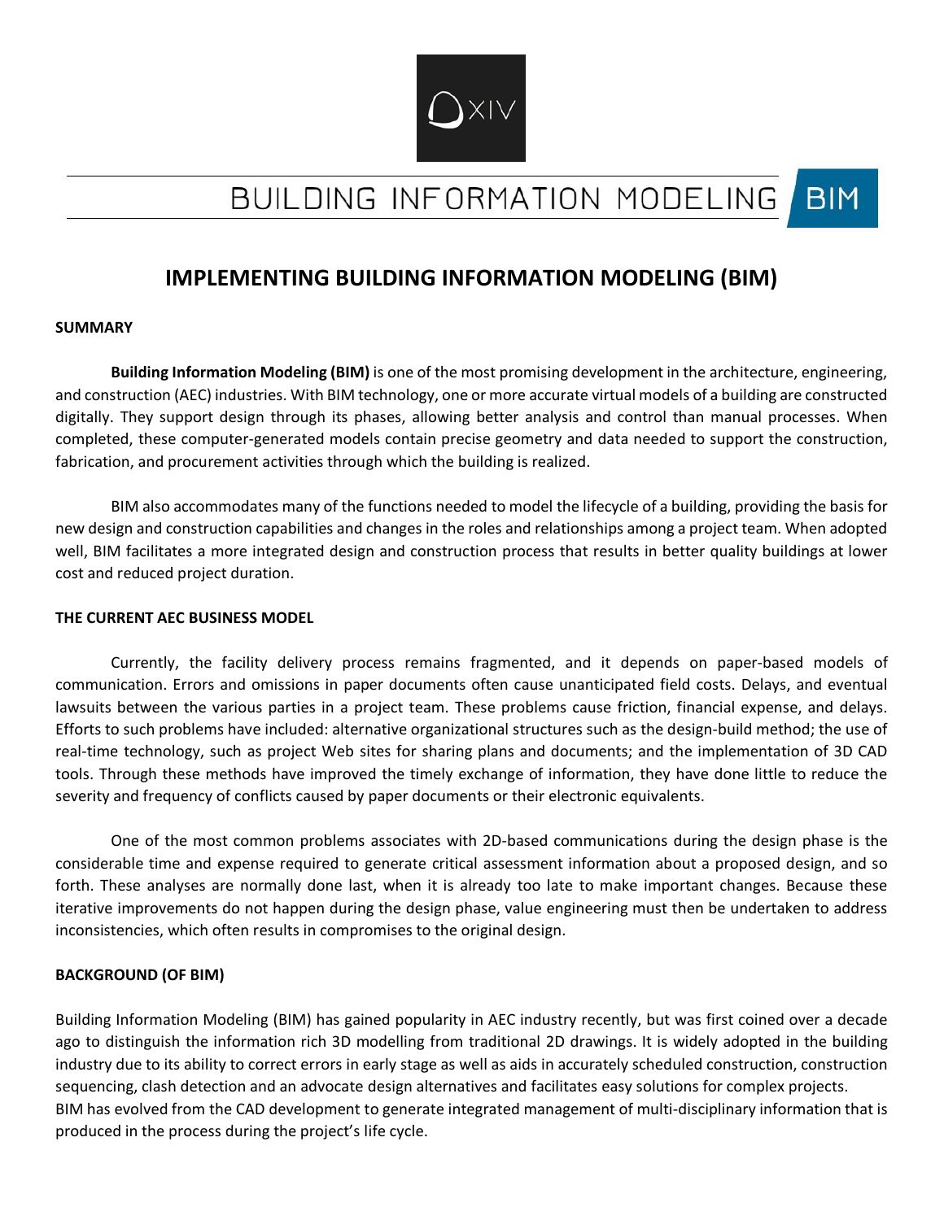# BUILDING INFORMATION MODELING BIM

## IMPLEMENTING BUILDING INFORMATION MODELING (BIM)

**SUMMARY**

**Building Information Modeling (BIM)** is one of the most promising development in the architecture, engineering, and construction (AEC) industries. With BIM technology, one or more accurate virtual models of a building are constructed digitally. They support design through its phases, allowing better analysis and control than manual processes. When completed, these computer-generated models contain precise geometry and data needed to support the construction, fabrication, and procurement activities through which the building is realized.

BIM also accommodates many of the functions needed to model the lifecycle of a building, providing the basis for new design and construction capabilities and changes in the roles and relationships among a project team. When adopted well, BIM facilitates a more integrated design and construction process that results in better quality buildings at lower cost and reduced project duration.

**THE CURRENT AEC BUSINESS MODEL**

Currently, the facility delivery process remains fragmented, and it depends on paper-based models of communication. Errors and omissions in paper documents often cause unanticipated field costs. Delays, and eventual lawsuits between the various parties in a project team. These problems cause friction, financial expense, and delays. Efforts to such problems have included: alternative organizational structures such as the design-build method; the use of real-time technology, such as project Web sites for sharing plans and documents; and the implementation of 3D CAD tools. Through these methods have improved the timely exchange of information, they have done little to reduce the severity and frequency of conflicts caused by paper documents or their electronic equivalents.

One of the most common problems associates with 2D-based communications during the design phase is the considerable time and expense required to generate critical assessment information about a proposed design, and so forth. These analyses are normally done last, when it is already too late to make important changes. Because these iterative improvements do not happen during the design phase, value engineering must then be undertaken to address inconsistencies, which often results in compromises to the original design.

**BACKGROUND (OF BIM)**

Building Information Modeling (BIM) has gained popularity in AEC industry recently, but was first coined over a decade ago to distinguish the information rich 3D modelling from traditional 2D drawings. It is widely adopted in the building industry due to its ability to correct errors in early stage as well as aids in accurately scheduled construction, construction sequencing, clash detection and an advocate design alternatives and facilitates easy solutions for complex projects.
BIM has evolved from the CAD development to generate integrated management of multi-disciplinary information that is produced in the process during the project's life cycle.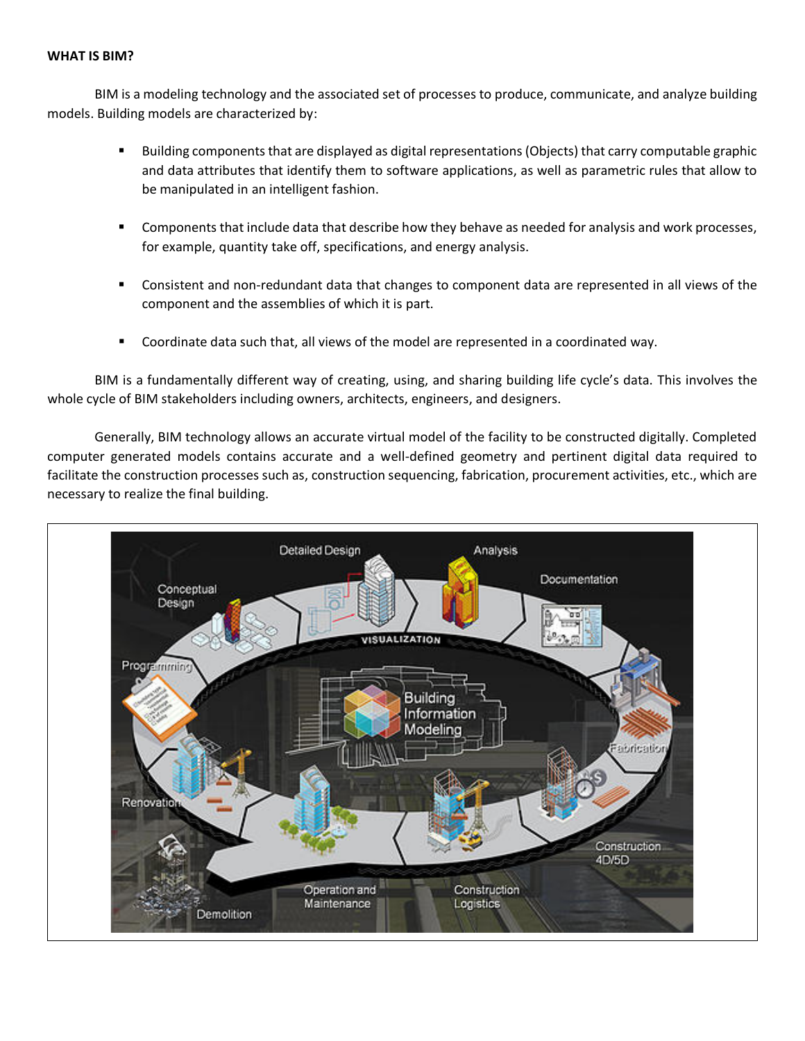**WHAT IS BIM?**

BIM is a modeling technology and the associated set of processes to produce, communicate, and analyze building models. Building models are characterized by:

- Building components that are displayed as digital representations (Objects) that carry computable graphic and data attributes that identify them to software applications, as well as parametric rules that allow to be manipulated in an intelligent fashion.
- Components that include data that describe how they behave as needed for analysis and work processes, for example, quantity take off, specifications, and energy analysis.
- Consistent and non-redundant data that changes to component data are represented in all views of the component and the assemblies of which it is part.
- Coordinate data such that, all views of the model are represented in a coordinated way.

BIM is a fundamentally different way of creating, using, and sharing building life cycle's data. This involves the whole cycle of BIM stakeholders including owners, architects, engineers, and designers.

Generally, BIM technology allows an accurate virtual model of the facility to be constructed digitally. Completed computer generated models contains accurate and a well-defined geometry and pertinent digital data required to facilitate the construction processes such as, construction sequencing, fabrication, procurement activities, etc., which are necessary to realize the final building.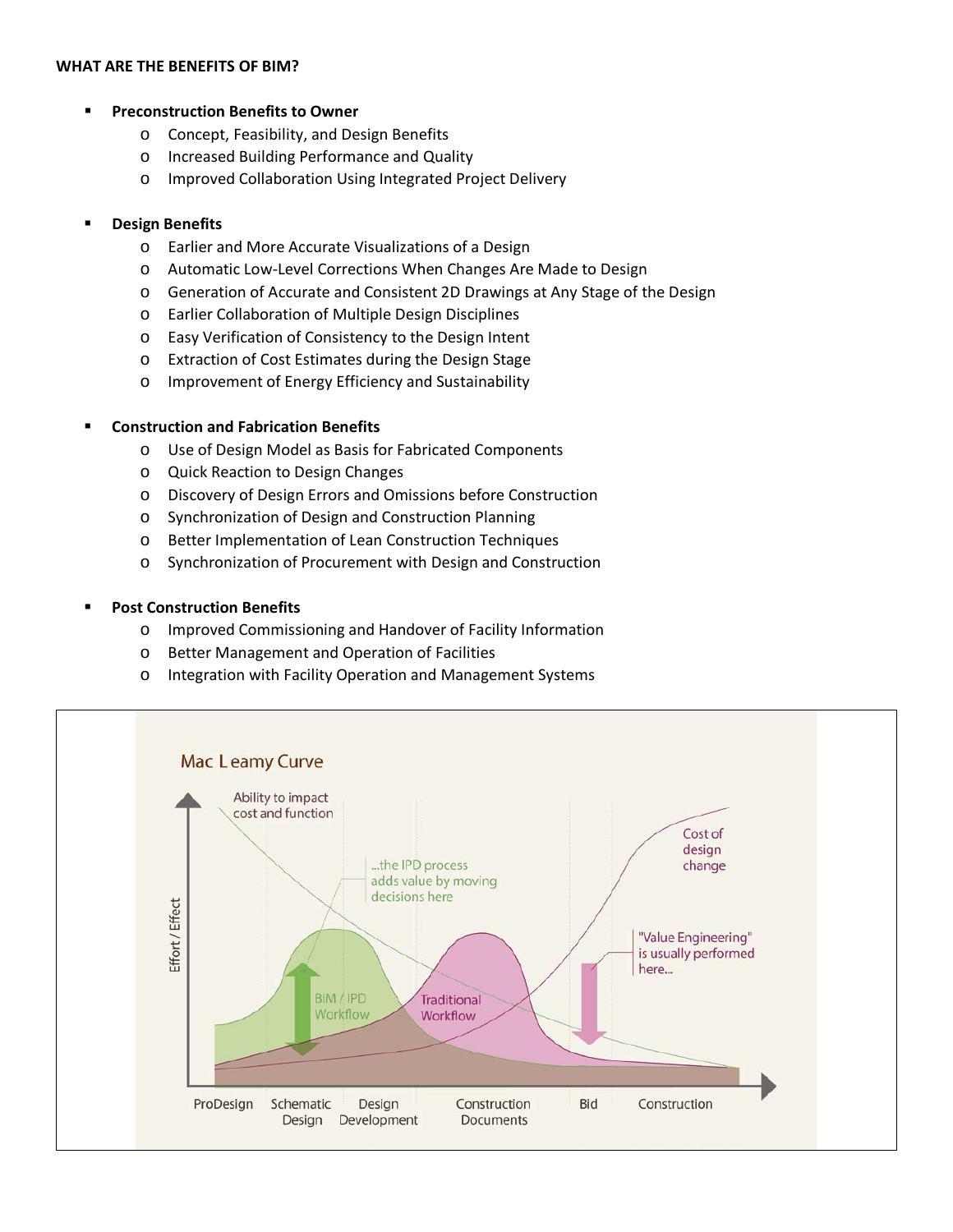**WHAT ARE THE BENEFITS OF BIM?**

- **Preconstruction Benefits to Owner**
  - Concept, Feasibility, and Design Benefits
  - Increased Building Performance and Quality
  - Improved Collaboration Using Integrated Project Delivery

- **Design Benefits**
  - Earlier and More Accurate Visualizations of a Design
  - Automatic Low-Level Corrections When Changes Are Made to Design
  - Generation of Accurate and Consistent 2D Drawings at Any Stage of the Design
  - Earlier Collaboration of Multiple Design Disciplines
  - Easy Verification of Consistency to the Design Intent
  - Extraction of Cost Estimates during the Design Stage
  - Improvement of Energy Efficiency and Sustainability

- **Construction and Fabrication Benefits**
  - Use of Design Model as Basis for Fabricated Components
  - Quick Reaction to Design Changes
  - Discovery of Design Errors and Omissions before Construction
  - Synchronization of Design and Construction Planning
  - Better Implementation of Lean Construction Techniques
  - Synchronization of Procurement with Design and Construction

- **Post Construction Benefits**
  - Improved Commissioning and Handover of Facility Information
  - Better Management and Operation of Facilities
  - Integration with Facility Operation and Management Systems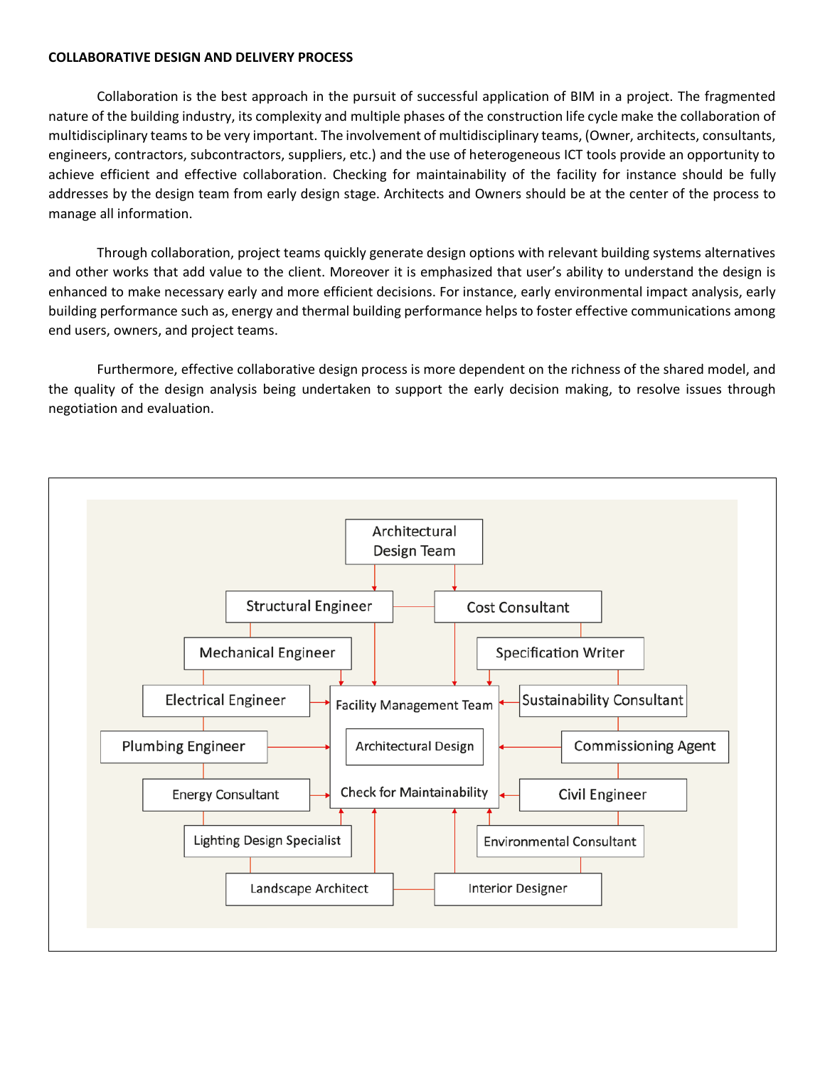**COLLABORATIVE DESIGN AND DELIVERY PROCESS**

Collaboration is the best approach in the pursuit of successful application of BIM in a project. The fragmented nature of the building industry, its complexity and multiple phases of the construction life cycle make the collaboration of multidisciplinary teams to be very important. The involvement of multidisciplinary teams, (Owner, architects, consultants, engineers, contractors, subcontractors, suppliers, etc.) and the use of heterogeneous ICT tools provide an opportunity to achieve efficient and effective collaboration. Checking for maintainability of the facility for instance should be fully addresses by the design team from early design stage. Architects and Owners should be at the center of the process to manage all information.

Through collaboration, project teams quickly generate design options with relevant building systems alternatives and other works that add value to the client. Moreover it is emphasized that user's ability to understand the design is enhanced to make necessary early and more efficient decisions. For instance, early environmental impact analysis, early building performance such as, energy and thermal building performance helps to foster effective communications among end users, owners, and project teams.

Furthermore, effective collaborative design process is more dependent on the richness of the shared model, and the quality of the design analysis being undertaken to support the early decision making, to resolve issues through negotiation and evaluation.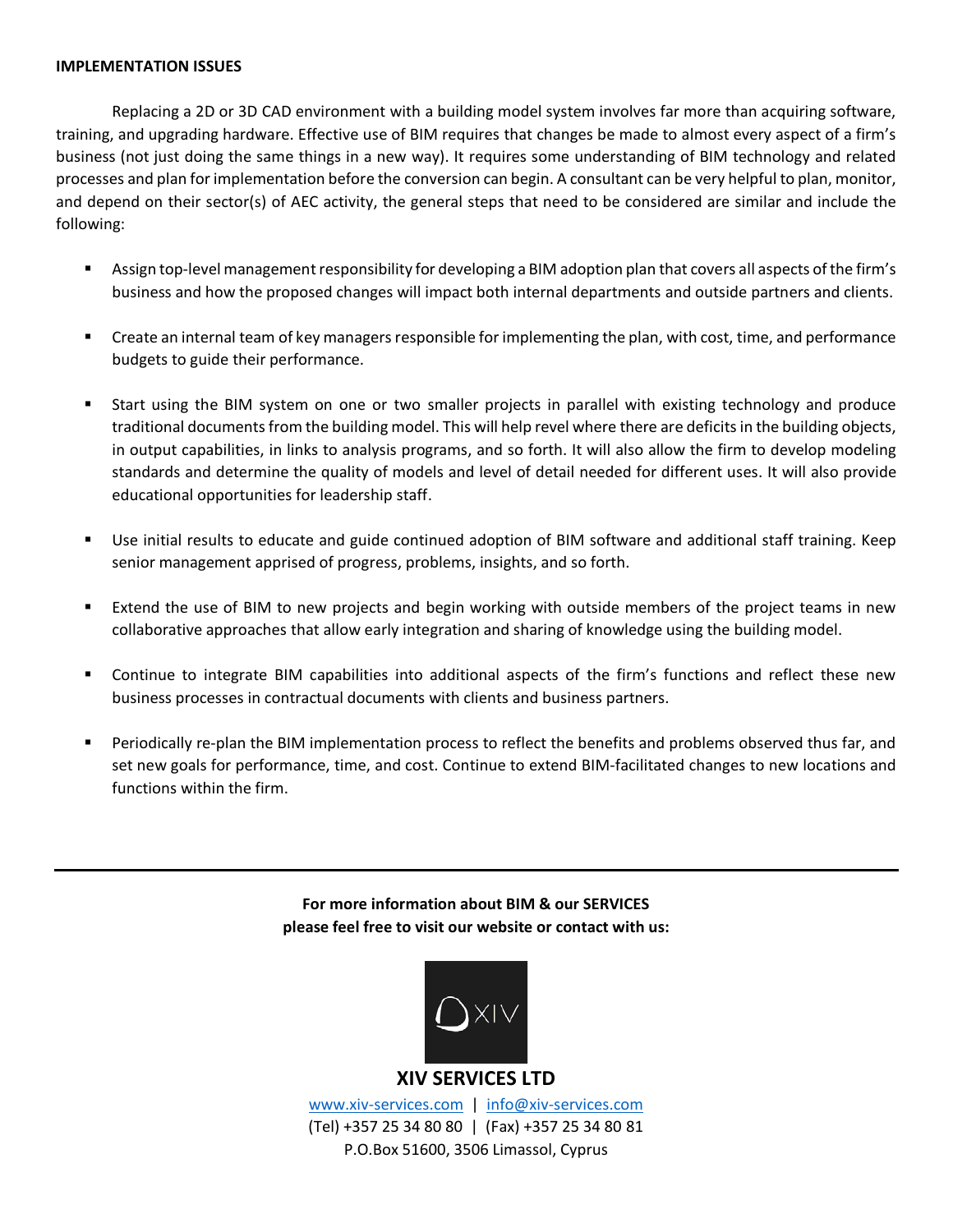**IMPLEMENTATION ISSUES**

Replacing a 2D or 3D CAD environment with a building model system involves far more than acquiring software, training, and upgrading hardware. Effective use of BIM requires that changes be made to almost every aspect of a firm's business (not just doing the same things in a new way). It requires some understanding of BIM technology and related processes and plan for implementation before the conversion can begin. A consultant can be very helpful to plan, monitor, and depend on their sector(s) of AEC activity, the general steps that need to be considered are similar and include the following:

- Assign top-level management responsibility for developing a BIM adoption plan that covers all aspects of the firm's business and how the proposed changes will impact both internal departments and outside partners and clients.
- Create an internal team of key managers responsible for implementing the plan, with cost, time, and performance budgets to guide their performance.
- Start using the BIM system on one or two smaller projects in parallel with existing technology and produce traditional documents from the building model. This will help revel where there are deficits in the building objects, in output capabilities, in links to analysis programs, and so forth. It will also allow the firm to develop modeling standards and determine the quality of models and level of detail needed for different uses. It will also provide educational opportunities for leadership staff.
- Use initial results to educate and guide continued adoption of BIM software and additional staff training. Keep senior management apprised of progress, problems, insights, and so forth.
- Extend the use of BIM to new projects and begin working with outside members of the project teams in new collaborative approaches that allow early integration and sharing of knowledge using the building model.
- Continue to integrate BIM capabilities into additional aspects of the firm's functions and reflect these new business processes in contractual documents with clients and business partners.
- Periodically re-plan the BIM implementation process to reflect the benefits and problems observed thus far, and set new goals for performance, time, and cost. Continue to extend BIM-facilitated changes to new locations and functions within the firm.

---

**For more information about BIM & our SERVICES**
**please feel free to visit our website or contact with us:**

XIV

**XIV SERVICES LTD**

www.xiv-services.com | info@xiv-services.com
(Tel) +357 25 34 80 80 | (Fax) +357 25 34 80 81
P.O.Box 51600, 3506 Limassol, Cyprus